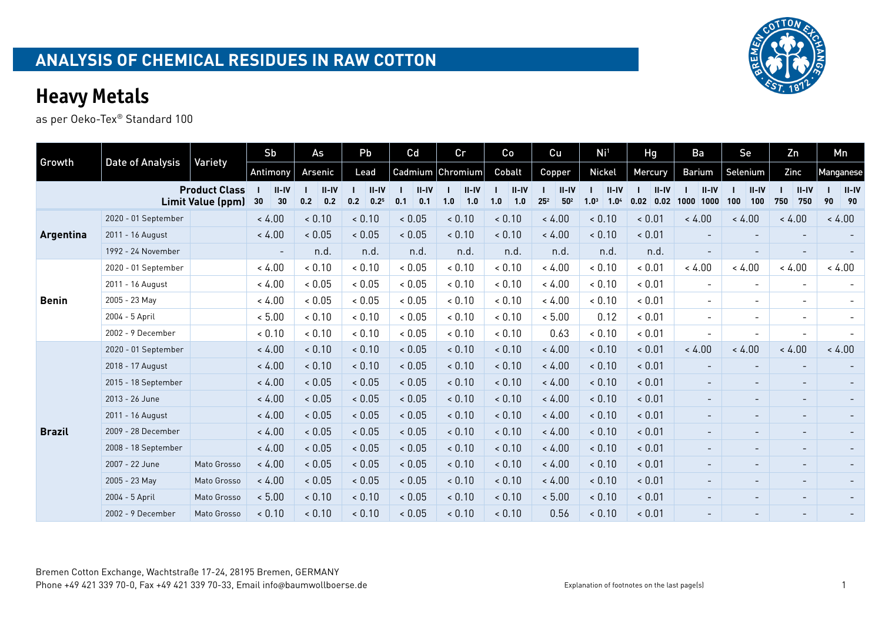# ANALYSIS OF CHEMICAL RESIDUES IN RAW COTTON

## Heavy Metals

as per Oeko-Tex® Standard 100

| Growth | Date of Analysis | Variety | Sb | As | Pb | Cd | Cr | Co | Cu | Ni[1] | Hg | Ba | Se | Zn | Mn |
|---|---|---|---|---|---|---|---|---|---|---|---|---|---|---|---|
| | | | Antimony | Arsenic | Lead | Cadmium | Chromium | Cobalt | Copper | Nickel | Mercury | Barium | Selenium | Zinc | Manganese |
| | | **Product Class** | **I / II-IV** | **I / II-IV** | **I / II-IV** | **I / II-IV** | **I / II-IV** | **I / II-IV** | **I / II-IV** | **I / II-IV** | **I / II-IV** | **I / II-IV** | **I / II-IV** | **I / II-IV** | **I / II-IV** |
| | | **Limit Value (ppm)** | **30 / 30** | **0.2 / 0.2** | **0.2 / 0.2[5]** | **0.1 / 0.1** | **1.0 / 1.0** | **1.0 / 1.0** | **25[2] / 50[2]** | **1.0[3] / 1.0[4]** | **0.02 / 0.02** | **1000 / 1000** | **100 / 100** | **750 / 750** | **90 / 90** |
| **Argentina** | 2020 - 01 September | | < 4.00 | < 0.10 | < 0.10 | < 0.05 | < 0.10 | < 0.10 | < 4.00 | < 0.10 | < 0.01 | < 4.00 | < 4.00 | < 4.00 | < 4.00 |
| | 2011 - 16 August | | < 4.00 | < 0.05 | < 0.05 | < 0.05 | < 0.10 | < 0.10 | < 4.00 | < 0.10 | < 0.01 | - | - | - | - |
| | 1992 - 24 November | | - | n.d. | n.d. | n.d. | n.d. | n.d. | n.d. | n.d. | n.d. | - | - | - | - |
| **Benin** | 2020 - 01 September | | < 4.00 | < 0.10 | < 0.10 | < 0.05 | < 0.10 | < 0.10 | < 4.00 | < 0.10 | < 0.01 | < 4.00 | < 4.00 | < 4.00 | < 4.00 |
| | 2011 - 16 August | | < 4.00 | < 0.05 | < 0.05 | < 0.05 | < 0.10 | < 0.10 | < 4.00 | < 0.10 | < 0.01 | - | - | - | - |
| | 2005 - 23 May | | < 4.00 | < 0.05 | < 0.05 | < 0.05 | < 0.10 | < 0.10 | < 4.00 | < 0.10 | < 0.01 | - | - | - | - |
| | 2004 - 5 April | | < 5.00 | < 0.10 | < 0.10 | < 0.05 | < 0.10 | < 0.10 | < 5.00 | 0.12 | < 0.01 | - | - | - | - |
| | 2002 - 9 December | | < 0.10 | < 0.10 | < 0.10 | < 0.05 | < 0.10 | < 0.10 | 0.63 | < 0.10 | < 0.01 | - | - | - | - |
| **Brazil** | 2020 - 01 September | | < 4.00 | < 0.10 | < 0.10 | < 0.05 | < 0.10 | < 0.10 | < 4.00 | < 0.10 | < 0.01 | < 4.00 | < 4.00 | < 4.00 | < 4.00 |
| | 2018 - 17 August | | < 4.00 | < 0.10 | < 0.10 | < 0.05 | < 0.10 | < 0.10 | < 4.00 | < 0.10 | < 0.01 | - | - | - | - |
| | 2015 - 18 September | | < 4.00 | < 0.05 | < 0.05 | < 0.05 | < 0.10 | < 0.10 | < 4.00 | < 0.10 | < 0.01 | - | - | - | - |
| | 2013 - 26 June | | < 4.00 | < 0.05 | < 0.05 | < 0.05 | < 0.10 | < 0.10 | < 4.00 | < 0.10 | < 0.01 | - | - | - | - |
| | 2011 - 16 August | | < 4.00 | < 0.05 | < 0.05 | < 0.05 | < 0.10 | < 0.10 | < 4.00 | < 0.10 | < 0.01 | - | - | - | - |
| | 2009 - 28 December | | < 4.00 | < 0.05 | < 0.05 | < 0.05 | < 0.10 | < 0.10 | < 4.00 | < 0.10 | < 0.01 | - | - | - | - |
| | 2008 - 18 September | | < 4.00 | < 0.05 | < 0.05 | < 0.05 | < 0.10 | < 0.10 | < 4.00 | < 0.10 | < 0.01 | - | - | - | - |
| | 2007 - 22 June | Mato Grosso | < 4.00 | < 0.05 | < 0.05 | < 0.05 | < 0.10 | < 0.10 | < 4.00 | < 0.10 | < 0.01 | - | - | - | - |
| | 2005 - 23 May | Mato Grosso | < 4.00 | < 0.05 | < 0.05 | < 0.05 | < 0.10 | < 0.10 | < 4.00 | < 0.10 | < 0.01 | - | - | - | - |
| | 2004 - 5 April | Mato Grosso | < 5.00 | < 0.10 | < 0.10 | < 0.05 | < 0.10 | < 0.10 | < 5.00 | < 0.10 | < 0.01 | - | - | - | - |
| | 2002 - 9 December | Mato Grosso | < 0.10 | < 0.10 | < 0.10 | < 0.05 | < 0.10 | < 0.10 | 0.56 | < 0.10 | < 0.01 | - | - | - | - |

Bremen Cotton Exchange, Wachtstraße 17-24, 28195 Bremen, GERMANY
Phone +49 421 339 70-0, Fax +49 421 339 70-33, Email info@baumwollboerse.de

Explanation of footnotes on the last page(s)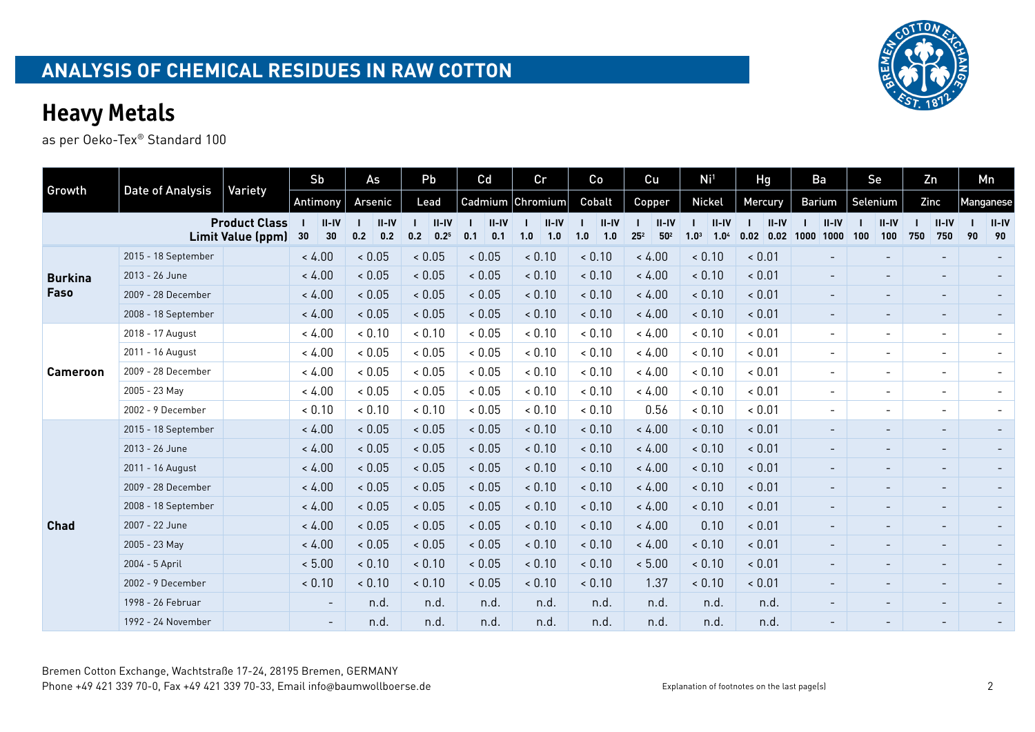# ANALYSIS OF CHEMICAL RESIDUES IN RAW COTTON

## Heavy Metals

as per Oeko-Tex® Standard 100

| Growth | Date of Analysis | Variety | Sb | As | Pb | Cd | Cr | Co | Cu | Ni[1] | Hg | Ba | Se | Zn | Mn |
|---|---|---|---|---|---|---|---|---|---|---|---|---|---|---|---|
| | | | Antimony | Arsenic | Lead | Cadmium | Chromium | Cobalt | Copper | Nickel | Mercury | Barium | Selenium | Zinc | Manganese |
| | | **Product Class Limit Value (ppm)** | I 30 / II-IV 30 | I 0.2 / II-IV 0.2 | I 0.2 / II-IV 0.2[5] | I 0.1 / II-IV 0.1 | I 1.0 / II-IV 1.0 | I 1.0 / II-IV 1.0 | I 25[2] / II-IV 50[2] | I 1.0[3] / II-IV 1.0[4] | I 0.02 / II-IV 0.02 | I 1000 / II-IV 1000 | I 100 / II-IV 100 | I 750 / II-IV 750 | I 90 / II-IV 90 |
| **Burkina Faso** | 2015 - 18 September | | < 4.00 | < 0.05 | < 0.05 | < 0.05 | < 0.10 | < 0.10 | < 4.00 | < 0.10 | < 0.01 | - | - | - | - |
| | 2013 - 26 June | | < 4.00 | < 0.05 | < 0.05 | < 0.05 | < 0.10 | < 0.10 | < 4.00 | < 0.10 | < 0.01 | - | - | - | - |
| | 2009 - 28 December | | < 4.00 | < 0.05 | < 0.05 | < 0.05 | < 0.10 | < 0.10 | < 4.00 | < 0.10 | < 0.01 | - | - | - | - |
| | 2008 - 18 September | | < 4.00 | < 0.05 | < 0.05 | < 0.05 | < 0.10 | < 0.10 | < 4.00 | < 0.10 | < 0.01 | - | - | - | - |
| **Cameroon** | 2018 - 17 August | | < 4.00 | < 0.10 | < 0.10 | < 0.05 | < 0.10 | < 0.10 | < 4.00 | < 0.10 | < 0.01 | - | - | - | - |
| | 2011 - 16 August | | < 4.00 | < 0.05 | < 0.05 | < 0.05 | < 0.10 | < 0.10 | < 4.00 | < 0.10 | < 0.01 | - | - | - | - |
| | 2009 - 28 December | | < 4.00 | < 0.05 | < 0.05 | < 0.05 | < 0.10 | < 0.10 | < 4.00 | < 0.10 | < 0.01 | - | - | - | - |
| | 2005 - 23 May | | < 4.00 | < 0.05 | < 0.05 | < 0.05 | < 0.10 | < 0.10 | < 4.00 | < 0.10 | < 0.01 | - | - | - | - |
| | 2002 - 9 December | | < 0.10 | < 0.10 | < 0.10 | < 0.05 | < 0.10 | < 0.10 | 0.56 | < 0.10 | < 0.01 | - | - | - | - |
| **Chad** | 2015 - 18 September | | < 4.00 | < 0.05 | < 0.05 | < 0.05 | < 0.10 | < 0.10 | < 4.00 | < 0.10 | < 0.01 | - | - | - | - |
| | 2013 - 26 June | | < 4.00 | < 0.05 | < 0.05 | < 0.05 | < 0.10 | < 0.10 | < 4.00 | < 0.10 | < 0.01 | - | - | - | - |
| | 2011 - 16 August | | < 4.00 | < 0.05 | < 0.05 | < 0.05 | < 0.10 | < 0.10 | < 4.00 | < 0.10 | < 0.01 | - | - | - | - |
| | 2009 - 28 December | | < 4.00 | < 0.05 | < 0.05 | < 0.05 | < 0.10 | < 0.10 | < 4.00 | < 0.10 | < 0.01 | - | - | - | - |
| | 2008 - 18 September | | < 4.00 | < 0.05 | < 0.05 | < 0.05 | < 0.10 | < 0.10 | < 4.00 | < 0.10 | < 0.01 | - | - | - | - |
| | 2007 - 22 June | | < 4.00 | < 0.05 | < 0.05 | < 0.05 | < 0.10 | < 0.10 | < 4.00 | 0.10 | < 0.01 | - | - | - | - |
| | 2005 - 23 May | | < 4.00 | < 0.05 | < 0.05 | < 0.05 | < 0.10 | < 0.10 | < 4.00 | < 0.10 | < 0.01 | - | - | - | - |
| | 2004 - 5 April | | < 5.00 | < 0.10 | < 0.10 | < 0.05 | < 0.10 | < 0.10 | < 5.00 | < 0.10 | < 0.01 | - | - | - | - |
| | 2002 - 9 December | | < 0.10 | < 0.10 | < 0.10 | < 0.05 | < 0.10 | < 0.10 | 1.37 | < 0.10 | < 0.01 | - | - | - | - |
| | 1998 - 26 Februar | | - | n.d. | n.d. | n.d. | n.d. | n.d. | n.d. | n.d. | n.d. | - | - | - | - |
| | 1992 - 24 November | | - | n.d. | n.d. | n.d. | n.d. | n.d. | n.d. | n.d. | n.d. | - | - | - | - |

Bremen Cotton Exchange, Wachtstraße 17-24, 28195 Bremen, GERMANY
Phone +49 421 339 70-0, Fax +49 421 339 70-33, Email info@baumwollboerse.de

Explanation of footnotes on the last page(s)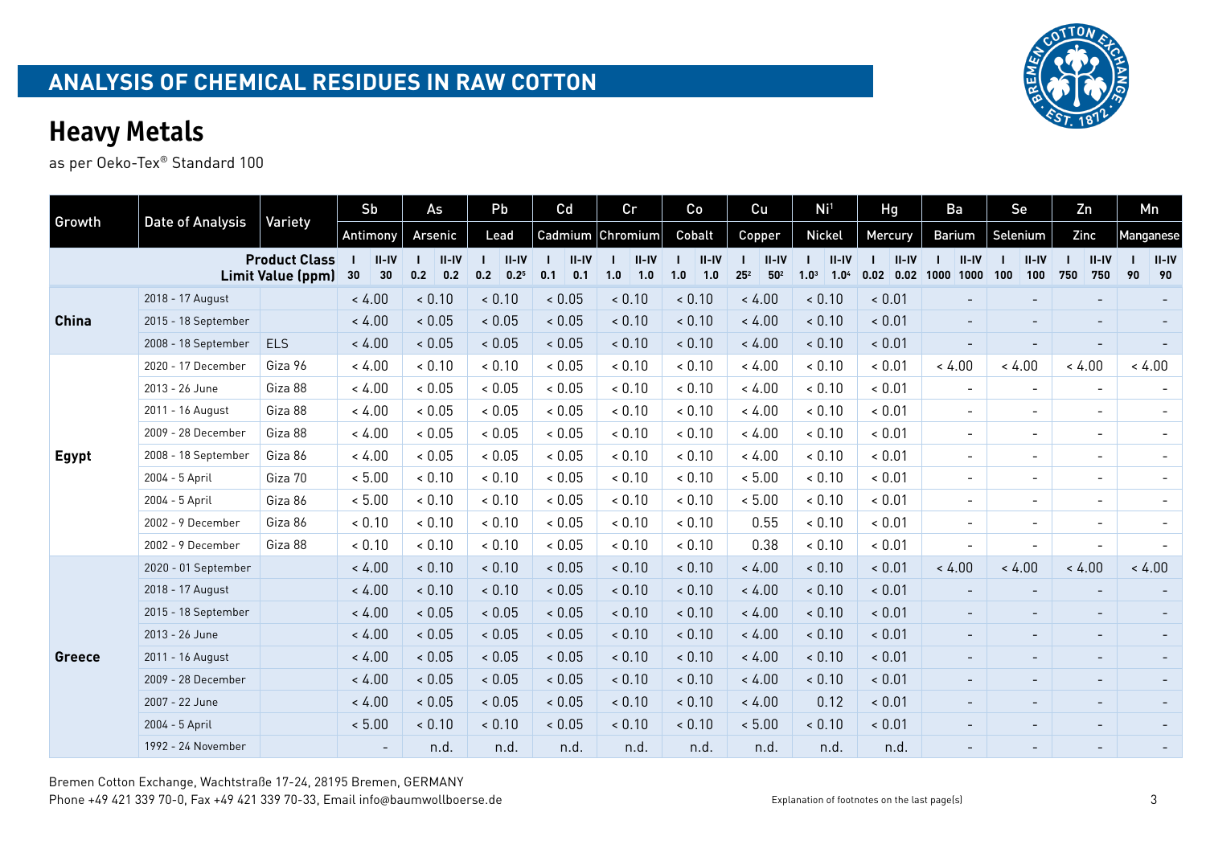## ANALYSIS OF CHEMICAL RESIDUES IN RAW COTTON

# Heavy Metals

as per Oeko-Tex® Standard 100

| Growth | Date of Analysis | Variety | Sb Antimony | | As Arsenic | | Pb Lead | | Cd Cadmium | | Cr Chromium | | Co Cobalt | | Cu Copper | | Ni[1] Nickel | | Hg Mercury | | Ba Barium | | Se Selenium | | Zn Zinc | | Mn Manganese | |
|---|---|---|---|---|---|---|---|---|---|---|---|---|---|---|---|---|---|---|---|---|---|---|---|---|---|---|---|---|
| | | **Product Class** | I | II-IV | I | II-IV | I | II-IV | I | II-IV | I | II-IV | I | II-IV | I | II-IV | I | II-IV | I | II-IV | I | II-IV | I | II-IV | I | II-IV | I | II-IV |
| | | **Limit Value (ppm)** | 30 | 30 | 0.2 | 0.2 | 0.2 | 0.2[5] | 0.1 | 0.1 | 1.0 | 1.0 | 1.0 | 1.0 | 25[2] | 50[2] | 1.0[3] | 1.0[4] | 0.02 | 0.02 | 1000 | 1000 | 100 | 100 | 750 | 750 | 90 | 90 |
| **China** | 2018 - 17 August | | < 4.00 | | < 0.10 | | < 0.10 | | < 0.05 | | < 0.10 | | < 0.10 | | < 4.00 | | < 0.10 | | < 0.01 | | - | | - | | - | | - | |
| | 2015 - 18 September | | < 4.00 | | < 0.05 | | < 0.05 | | < 0.05 | | < 0.10 | | < 0.10 | | < 4.00 | | < 0.10 | | < 0.01 | | - | | - | | - | | - | |
| | 2008 - 18 September | ELS | < 4.00 | | < 0.05 | | < 0.05 | | < 0.05 | | < 0.10 | | < 0.10 | | < 4.00 | | < 0.10 | | < 0.01 | | - | | - | | - | | - | |
| **Egypt** | 2020 - 17 December | Giza 96 | < 4.00 | | < 0.10 | | < 0.10 | | < 0.05 | | < 0.10 | | < 0.10 | | < 4.00 | | < 0.10 | | < 0.01 | | < 4.00 | | < 4.00 | | < 4.00 | | < 4.00 | |
| | 2013 - 26 June | Giza 88 | < 4.00 | | < 0.05 | | < 0.05 | | < 0.05 | | < 0.10 | | < 0.10 | | < 4.00 | | < 0.10 | | < 0.01 | | - | | - | | - | | - | |
| | 2011 - 16 August | Giza 88 | < 4.00 | | < 0.05 | | < 0.05 | | < 0.05 | | < 0.10 | | < 0.10 | | < 4.00 | | < 0.10 | | < 0.01 | | - | | - | | - | | - | |
| | 2009 - 28 December | Giza 88 | < 4.00 | | < 0.05 | | < 0.05 | | < 0.05 | | < 0.10 | | < 0.10 | | < 4.00 | | < 0.10 | | < 0.01 | | - | | - | | - | | - | |
| | 2008 - 18 September | Giza 86 | < 4.00 | | < 0.05 | | < 0.05 | | < 0.05 | | < 0.10 | | < 0.10 | | < 4.00 | | < 0.10 | | < 0.01 | | - | | - | | - | | - | |
| | 2004 - 5 April | Giza 70 | < 5.00 | | < 0.10 | | < 0.10 | | < 0.05 | | < 0.10 | | < 0.10 | | < 5.00 | | < 0.10 | | < 0.01 | | - | | - | | - | | - | |
| | 2004 - 5 April | Giza 86 | < 5.00 | | < 0.10 | | < 0.10 | | < 0.05 | | < 0.10 | | < 0.10 | | < 5.00 | | < 0.10 | | < 0.01 | | - | | - | | - | | - | |
| | 2002 - 9 December | Giza 86 | < 0.10 | | < 0.10 | | < 0.10 | | < 0.05 | | < 0.10 | | < 0.10 | | 0.55 | | < 0.10 | | < 0.01 | | - | | - | | - | | - | |
| | 2002 - 9 December | Giza 88 | < 0.10 | | < 0.10 | | < 0.10 | | < 0.05 | | < 0.10 | | < 0.10 | | 0.38 | | < 0.10 | | < 0.01 | | - | | - | | - | | - | |
| **Greece** | 2020 - 01 September | | < 4.00 | | < 0.10 | | < 0.10 | | < 0.05 | | < 0.10 | | < 0.10 | | < 4.00 | | < 0.10 | | < 0.01 | | < 4.00 | | < 4.00 | | < 4.00 | | < 4.00 | |
| | 2018 - 17 August | | < 4.00 | | < 0.10 | | < 0.10 | | < 0.05 | | < 0.10 | | < 0.10 | | < 4.00 | | < 0.10 | | < 0.01 | | - | | - | | - | | - | |
| | 2015 - 18 September | | < 4.00 | | < 0.05 | | < 0.05 | | < 0.05 | | < 0.10 | | < 0.10 | | < 4.00 | | < 0.10 | | < 0.01 | | - | | - | | - | | - | |
| | 2013 - 26 June | | < 4.00 | | < 0.05 | | < 0.05 | | < 0.05 | | < 0.10 | | < 0.10 | | < 4.00 | | < 0.10 | | < 0.01 | | - | | - | | - | | - | |
| | 2011 - 16 August | | < 4.00 | | < 0.05 | | < 0.05 | | < 0.05 | | < 0.10 | | < 0.10 | | < 4.00 | | < 0.10 | | < 0.01 | | - | | - | | - | | - | |
| | 2009 - 28 December | | < 4.00 | | < 0.05 | | < 0.05 | | < 0.05 | | < 0.10 | | < 0.10 | | < 4.00 | | < 0.10 | | < 0.01 | | - | | - | | - | | - | |
| | 2007 - 22 June | | < 4.00 | | < 0.05 | | < 0.05 | | < 0.05 | | < 0.10 | | < 0.10 | | < 4.00 | | 0.12 | | < 0.01 | | - | | - | | - | | - | |
| | 2004 - 5 April | | < 5.00 | | < 0.10 | | < 0.10 | | < 0.05 | | < 0.10 | | < 0.10 | | < 5.00 | | < 0.10 | | < 0.01 | | - | | - | | - | | - | |
| | 1992 - 24 November | | - | | n.d. | | n.d. | | n.d. | | n.d. | | n.d. | | n.d. | | n.d. | | n.d. | | - | | - | | - | | - | |

Bremen Cotton Exchange, Wachtstraße 17-24, 28195 Bremen, GERMANY
Phone +49 421 339 70-0, Fax +49 421 339 70-33, Email info@baumwollboerse.de

Explanation of footnotes on the last page(s)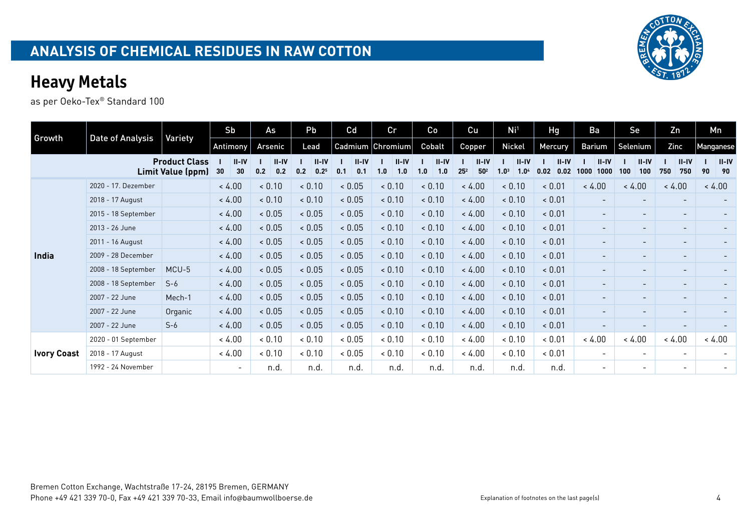## ANALYSIS OF CHEMICAL RESIDUES IN RAW COTTON

# Heavy Metals

as per Oeko-Tex® Standard 100

| Growth | Date of Analysis | Variety | Sb | | As | | Pb | | Cd | | Cr | | Co | | Cu | | Ni[1] | | Hg | | Ba | | Se | | Zn | | Mn | |
|---|---|---|---|---|---|---|---|---|---|---|---|---|---|---|---|---|---|---|---|---|---|---|---|---|---|---|---|---|
| | | | Antimony | | Arsenic | | Lead | | Cadmium | | Chromium | | Cobalt | | Copper | | Nickel | | Mercury | | Barium | | Selenium | | Zinc | | Manganese | |
| | | **Product Class** | **I** | **II-IV** | **I** | **II-IV** | **I** | **II-IV** | **I** | **II-IV** | **I** | **II-IV** | **I** | **II-IV** | **I** | **II-IV** | **I** | **II-IV** | **I** | **II-IV** | **I** | **II-IV** | **I** | **II-IV** | **I** | **II-IV** | **I** | **II-IV** |
| | | **Limit Value (ppm)** | **30** | **30** | **0.2** | **0.2** | **0.2** | **0.2[5]** | **0.1** | **0.1** | **1.0** | **1.0** | **1.0** | **1.0** | **25[2]** | **50[2]** | **1.0[3]** | **1.0[4]** | **0.02** | **0.02** | **1000** | **1000** | **100** | **100** | **750** | **750** | **90** | **90** |
| **India** | 2020 - 17. Dezember | | < 4.00 | | < 0.10 | | < 0.10 | | < 0.05 | | < 0.10 | | < 0.10 | | < 4.00 | | < 0.10 | | < 0.01 | | < 4.00 | | < 4.00 | | < 4.00 | | < 4.00 | |
| | 2018 - 17 August | | < 4.00 | | < 0.10 | | < 0.10 | | < 0.05 | | < 0.10 | | < 0.10 | | < 4.00 | | < 0.10 | | < 0.01 | | - | | - | | - | | - | |
| | 2015 - 18 September | | < 4.00 | | < 0.05 | | < 0.05 | | < 0.05 | | < 0.10 | | < 0.10 | | < 4.00 | | < 0.10 | | < 0.01 | | - | | - | | - | | - | |
| | 2013 - 26 June | | < 4.00 | | < 0.05 | | < 0.05 | | < 0.05 | | < 0.10 | | < 0.10 | | < 4.00 | | < 0.10 | | < 0.01 | | - | | - | | - | | - | |
| | 2011 - 16 August | | < 4.00 | | < 0.05 | | < 0.05 | | < 0.05 | | < 0.10 | | < 0.10 | | < 4.00 | | < 0.10 | | < 0.01 | | - | | - | | - | | - | |
| | 2009 - 28 December | | < 4.00 | | < 0.05 | | < 0.05 | | < 0.05 | | < 0.10 | | < 0.10 | | < 4.00 | | < 0.10 | | < 0.01 | | - | | - | | - | | - | |
| | 2008 - 18 September | MCU-5 | < 4.00 | | < 0.05 | | < 0.05 | | < 0.05 | | < 0.10 | | < 0.10 | | < 4.00 | | < 0.10 | | < 0.01 | | - | | - | | - | | - | |
| | 2008 - 18 September | S-6 | < 4.00 | | < 0.05 | | < 0.05 | | < 0.05 | | < 0.10 | | < 0.10 | | < 4.00 | | < 0.10 | | < 0.01 | | - | | - | | - | | - | |
| | 2007 - 22 June | Mech-1 | < 4.00 | | < 0.05 | | < 0.05 | | < 0.05 | | < 0.10 | | < 0.10 | | < 4.00 | | < 0.10 | | < 0.01 | | - | | - | | - | | - | |
| | 2007 - 22 June | Organic | < 4.00 | | < 0.05 | | < 0.05 | | < 0.05 | | < 0.10 | | < 0.10 | | < 4.00 | | < 0.10 | | < 0.01 | | - | | - | | - | | - | |
| | 2007 - 22 June | S-6 | < 4.00 | | < 0.05 | | < 0.05 | | < 0.05 | | < 0.10 | | < 0.10 | | < 4.00 | | < 0.10 | | < 0.01 | | - | | - | | - | | - | |
| **Ivory Coast** | 2020 - 01 September | | < 4.00 | | < 0.10 | | < 0.10 | | < 0.05 | | < 0.10 | | < 0.10 | | < 4.00 | | < 0.10 | | < 0.01 | | < 4.00 | | < 4.00 | | < 4.00 | | < 4.00 | |
| | 2018 - 17 August | | < 4.00 | | < 0.10 | | < 0.10 | | < 0.05 | | < 0.10 | | < 0.10 | | < 4.00 | | < 0.10 | | < 0.01 | | - | | - | | - | | - | |
| | 1992 - 24 November | | - | | n.d. | | n.d. | | n.d. | | n.d. | | n.d. | | n.d. | | n.d. | | n.d. | | - | | - | | - | | - | |

Bremen Cotton Exchange, Wachtstraße 17-24, 28195 Bremen, GERMANY
Phone +49 421 339 70-0, Fax +49 421 339 70-33, Email info@baumwollboerse.de

Explanation of footnotes on the last page(s)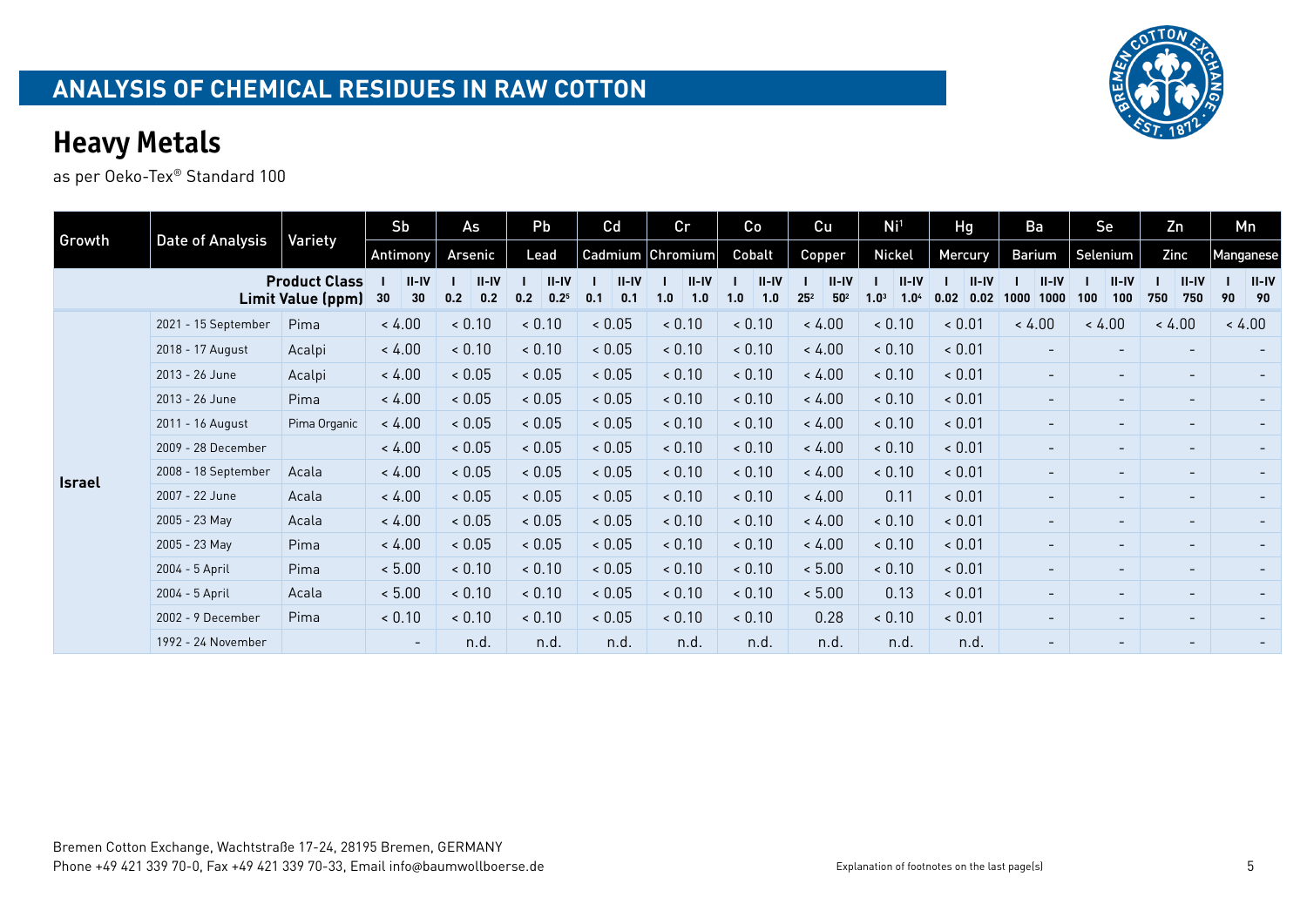# ANALYSIS OF CHEMICAL RESIDUES IN RAW COTTON

## Heavy Metals

as per Oeko-Tex® Standard 100

| Growth | Date of Analysis | Variety | Sb | | As | | Pb | | Cd | | Cr | | Co | | Cu | | Ni[1] | | Hg | | Ba | | Se | | Zn | | Mn | |
|---|---|---|---|---|---|---|---|---|---|---|---|---|---|---|---|---|---|---|---|---|---|---|---|---|---|---|---|---|
| | | | Antimony | | Arsenic | | Lead | | Cadmium | | Chromium | | Cobalt | | Copper | | Nickel | | Mercury | | Barium | | Selenium | | Zinc | | Manganese | |
| | | **Product Class** | I | II-IV | I | II-IV | I | II-IV | I | II-IV | I | II-IV | I | II-IV | I | II-IV | I | II-IV | I | II-IV | I | II-IV | I | II-IV | I | II-IV | I | II-IV |
| | | **Limit Value (ppm)** | 30 | 30 | 0.2 | 0.2 | 0.2 | 0.2[5] | 0.1 | 0.1 | 1.0 | 1.0 | 1.0 | 1.0 | 25[2] | 50[2] | 1.0[3] | 1.0[4] | 0.02 | 0.02 | 1000 | 1000 | 100 | 100 | 750 | 750 | 90 | 90 |
| **Israel** | 2021 - 15 September | Pima | < 4.00 | | < 0.10 | | < 0.10 | | < 0.05 | | < 0.10 | | < 0.10 | | < 4.00 | | < 0.10 | | < 0.01 | | < 4.00 | | < 4.00 | | < 4.00 | | < 4.00 | |
| | 2018 - 17 August | Acalpi | < 4.00 | | < 0.10 | | < 0.10 | | < 0.05 | | < 0.10 | | < 0.10 | | < 4.00 | | < 0.10 | | < 0.01 | | - | | - | | - | | - | |
| | 2013 - 26 June | Acalpi | < 4.00 | | < 0.05 | | < 0.05 | | < 0.05 | | < 0.10 | | < 0.10 | | < 4.00 | | < 0.10 | | < 0.01 | | - | | - | | - | | - | |
| | 2013 - 26 June | Pima | < 4.00 | | < 0.05 | | < 0.05 | | < 0.05 | | < 0.10 | | < 0.10 | | < 4.00 | | < 0.10 | | < 0.01 | | - | | - | | - | | - | |
| | 2011 - 16 August | Pima Organic | < 4.00 | | < 0.05 | | < 0.05 | | < 0.05 | | < 0.10 | | < 0.10 | | < 4.00 | | < 0.10 | | < 0.01 | | - | | - | | - | | - | |
| | 2009 - 28 December | | < 4.00 | | < 0.05 | | < 0.05 | | < 0.05 | | < 0.10 | | < 0.10 | | < 4.00 | | < 0.10 | | < 0.01 | | - | | - | | - | | - | |
| | 2008 - 18 September | Acala | < 4.00 | | < 0.05 | | < 0.05 | | < 0.05 | | < 0.10 | | < 0.10 | | < 4.00 | | < 0.10 | | < 0.01 | | - | | - | | - | | - | |
| | 2007 - 22 June | Acala | < 4.00 | | < 0.05 | | < 0.05 | | < 0.05 | | < 0.10 | | < 0.10 | | < 4.00 | | 0.11 | | < 0.01 | | - | | - | | - | | - | |
| | 2005 - 23 May | Acala | < 4.00 | | < 0.05 | | < 0.05 | | < 0.05 | | < 0.10 | | < 0.10 | | < 4.00 | | < 0.10 | | < 0.01 | | - | | - | | - | | - | |
| | 2005 - 23 May | Pima | < 4.00 | | < 0.05 | | < 0.05 | | < 0.05 | | < 0.10 | | < 0.10 | | < 4.00 | | < 0.10 | | < 0.01 | | - | | - | | - | | - | |
| | 2004 - 5 April | Pima | < 5.00 | | < 0.10 | | < 0.10 | | < 0.05 | | < 0.10 | | < 0.10 | | < 5.00 | | < 0.10 | | < 0.01 | | - | | - | | - | | - | |
| | 2004 - 5 April | Acala | < 5.00 | | < 0.10 | | < 0.10 | | < 0.05 | | < 0.10 | | < 0.10 | | < 5.00 | | 0.13 | | < 0.01 | | - | | - | | - | | - | |
| | 2002 - 9 December | Pima | < 0.10 | | < 0.10 | | < 0.10 | | < 0.05 | | < 0.10 | | < 0.10 | | 0.28 | | < 0.10 | | < 0.01 | | - | | - | | - | | - | |
| | 1992 - 24 November | | - | | n.d. | | n.d. | | n.d. | | n.d. | | n.d. | | n.d. | | n.d. | | n.d. | | - | | - | | - | | - | |

Bremen Cotton Exchange, Wachtstraße 17-24, 28195 Bremen, GERMANY
Phone +49 421 339 70-0, Fax +49 421 339 70-33, Email info@baumwollboerse.de

Explanation of footnotes on the last page(s)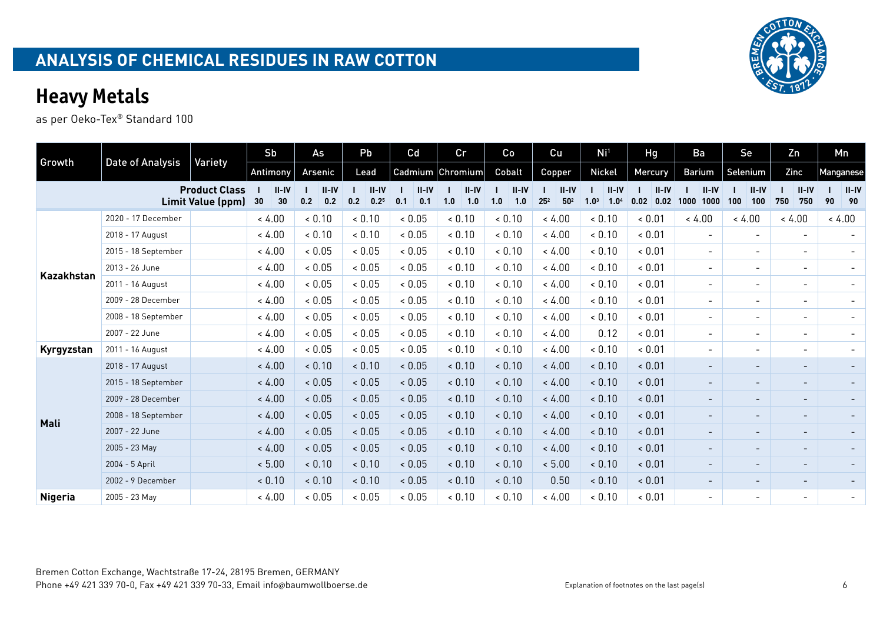## ANALYSIS OF CHEMICAL RESIDUES IN RAW COTTON

# Heavy Metals

as per Oeko-Tex® Standard 100

| Growth | Date of Analysis | Variety | Sb | | As | | Pb | | Cd | | Cr | | Co | | Cu | | Ni[1] | | Hg | | Ba | | Se | | Zn | | Mn | |
|---|---|---|---|---|---|---|---|---|---|---|---|---|---|---|---|---|---|---|---|---|---|---|---|---|---|---|---|---|
| | | | Antimony | | Arsenic | | Lead | | Cadmium | | Chromium | | Cobalt | | Copper | | Nickel | | Mercury | | Barium | | Selenium | | Zinc | | Manganese | |
| | | **Product Class** | I | II-IV | I | II-IV | I | II-IV | I | II-IV | I | II-IV | I | II-IV | I | II-IV | I | II-IV | I | II-IV | I | II-IV | I | II-IV | I | II-IV | I | II-IV |
| | | **Limit Value (ppm)** | 30 | 30 | 0.2 | 0.2 | 0.2 | 0.2[5] | 0.1 | 0.1 | 1.0 | 1.0 | 1.0 | 1.0 | 25[2] | 50[2] | 1.0[3] | 1.0[4] | 0.02 | 0.02 | 1000 | 1000 | 100 | 100 | 750 | 750 | 90 | 90 |
| **Kazakhstan** | 2020 - 17 December | | < 4.00 | | < 0.10 | | < 0.10 | | < 0.05 | | < 0.10 | | < 0.10 | | < 4.00 | | < 0.10 | | < 0.01 | | < 4.00 | | < 4.00 | | < 4.00 | | < 4.00 | |
| | 2018 - 17 August | | < 4.00 | | < 0.10 | | < 0.10 | | < 0.05 | | < 0.10 | | < 0.10 | | < 4.00 | | < 0.10 | | < 0.01 | | - | | - | | - | | - | |
| | 2015 - 18 September | | < 4.00 | | < 0.05 | | < 0.05 | | < 0.05 | | < 0.10 | | < 0.10 | | < 4.00 | | < 0.10 | | < 0.01 | | - | | - | | - | | - | |
| | 2013 - 26 June | | < 4.00 | | < 0.05 | | < 0.05 | | < 0.05 | | < 0.10 | | < 0.10 | | < 4.00 | | < 0.10 | | < 0.01 | | - | | - | | - | | - | |
| | 2011 - 16 August | | < 4.00 | | < 0.05 | | < 0.05 | | < 0.05 | | < 0.10 | | < 0.10 | | < 4.00 | | < 0.10 | | < 0.01 | | - | | - | | - | | - | |
| | 2009 - 28 December | | < 4.00 | | < 0.05 | | < 0.05 | | < 0.05 | | < 0.10 | | < 0.10 | | < 4.00 | | < 0.10 | | < 0.01 | | - | | - | | - | | - | |
| | 2008 - 18 September | | < 4.00 | | < 0.05 | | < 0.05 | | < 0.05 | | < 0.10 | | < 0.10 | | < 4.00 | | < 0.10 | | < 0.01 | | - | | - | | - | | - | |
| | 2007 - 22 June | | < 4.00 | | < 0.05 | | < 0.05 | | < 0.05 | | < 0.10 | | < 0.10 | | < 4.00 | | 0.12 | | < 0.01 | | - | | - | | - | | - | |
| **Kyrgyzstan** | 2011 - 16 August | | < 4.00 | | < 0.05 | | < 0.05 | | < 0.05 | | < 0.10 | | < 0.10 | | < 4.00 | | < 0.10 | | < 0.01 | | - | | - | | - | | - | |
| **Mali** | 2018 - 17 August | | < 4.00 | | < 0.10 | | < 0.10 | | < 0.05 | | < 0.10 | | < 0.10 | | < 4.00 | | < 0.10 | | < 0.01 | | - | | - | | - | | - | |
| | 2015 - 18 September | | < 4.00 | | < 0.05 | | < 0.05 | | < 0.05 | | < 0.10 | | < 0.10 | | < 4.00 | | < 0.10 | | < 0.01 | | - | | - | | - | | - | |
| | 2009 - 28 December | | < 4.00 | | < 0.05 | | < 0.05 | | < 0.05 | | < 0.10 | | < 0.10 | | < 4.00 | | < 0.10 | | < 0.01 | | - | | - | | - | | - | |
| | 2008 - 18 September | | < 4.00 | | < 0.05 | | < 0.05 | | < 0.05 | | < 0.10 | | < 0.10 | | < 4.00 | | < 0.10 | | < 0.01 | | - | | - | | - | | - | |
| | 2007 - 22 June | | < 4.00 | | < 0.05 | | < 0.05 | | < 0.05 | | < 0.10 | | < 0.10 | | < 4.00 | | < 0.10 | | < 0.01 | | - | | - | | - | | - | |
| | 2005 - 23 May | | < 4.00 | | < 0.05 | | < 0.05 | | < 0.05 | | < 0.10 | | < 0.10 | | < 4.00 | | < 0.10 | | < 0.01 | | - | | - | | - | | - | |
| | 2004 - 5 April | | < 5.00 | | < 0.10 | | < 0.10 | | < 0.05 | | < 0.10 | | < 0.10 | | < 5.00 | | < 0.10 | | < 0.01 | | - | | - | | - | | - | |
| | 2002 - 9 December | | < 0.10 | | < 0.10 | | < 0.10 | | < 0.05 | | < 0.10 | | < 0.10 | | 0.50 | | < 0.10 | | < 0.01 | | - | | - | | - | | - | |
| **Nigeria** | 2005 - 23 May | | < 4.00 | | < 0.05 | | < 0.05 | | < 0.05 | | < 0.10 | | < 0.10 | | < 4.00 | | < 0.10 | | < 0.01 | | - | | - | | - | | - | |

Bremen Cotton Exchange, Wachtstraße 17-24, 28195 Bremen, GERMANY
Phone +49 421 339 70-0, Fax +49 421 339 70-33, Email info@baumwollboerse.de

Explanation of footnotes on the last page(s)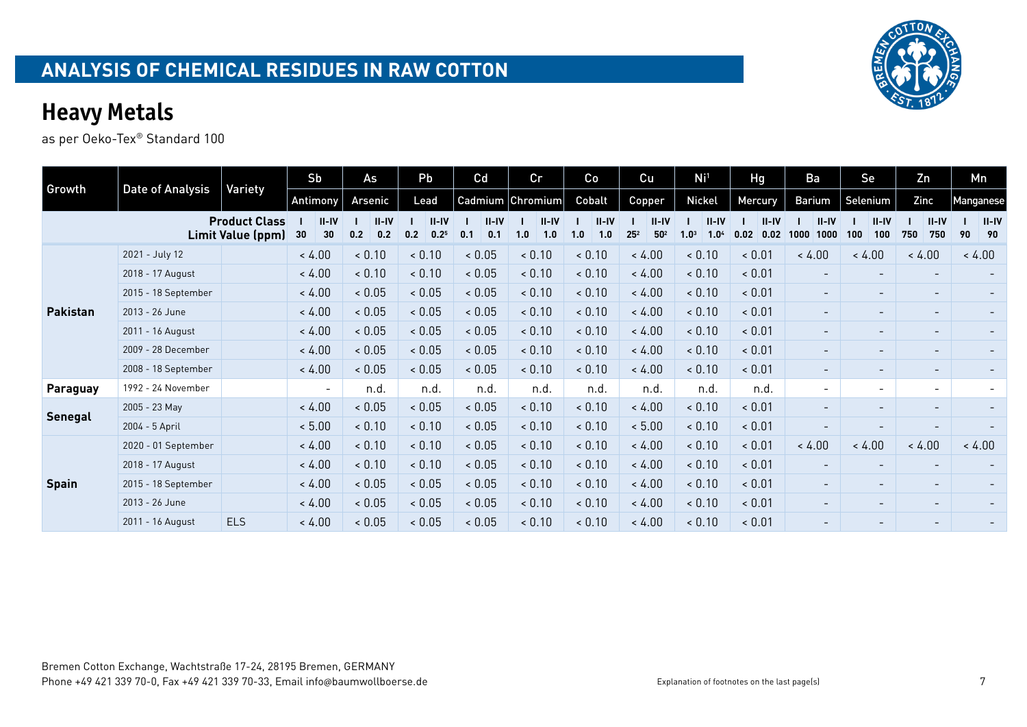# ANALYSIS OF CHEMICAL RESIDUES IN RAW COTTON

## Heavy Metals

as per Oeko-Tex® Standard 100

| Growth | Date of Analysis | Variety | Sb | | As | | Pb | | Cd | | Cr | | Co | | Cu | | Ni[1] | | Hg | | Ba | | Se | | Zn | | Mn | |
|---|---|---|---|---|---|---|---|---|---|---|---|---|---|---|---|---|---|---|---|---|---|---|---|---|---|---|---|---|
| | | | Antimony | | Arsenic | | Lead | | Cadmium | | Chromium | | Cobalt | | Copper | | Nickel | | Mercury | | Barium | | Selenium | | Zinc | | Manganese | |
| | | Product Class | I | II-IV | I | II-IV | I | II-IV | I | II-IV | I | II-IV | I | II-IV | I | II-IV | I | II-IV | I | II-IV | I | II-IV | I | II-IV | I | II-IV | I | II-IV |
| | | Limit Value (ppm) | 30 | 30 | 0.2 | 0.2 | 0.2 | 0.2[5] | 0.1 | 0.1 | 1.0 | 1.0 | 1.0 | 1.0 | 25[2] | 50[2] | 1.0[3] | 1.0[4] | 0.02 | 0.02 | 1000 | 1000 | 100 | 100 | 750 | 750 | 90 | 90 |
| **Pakistan** | 2021 - July 12 | | < 4.00 | | < 0.10 | | < 0.10 | | < 0.05 | | < 0.10 | | < 0.10 | | < 4.00 | | < 0.10 | | < 0.01 | | < 4.00 | | < 4.00 | | < 4.00 | | < 4.00 | |
| | 2018 - 17 August | | < 4.00 | | < 0.10 | | < 0.10 | | < 0.05 | | < 0.10 | | < 0.10 | | < 4.00 | | < 0.10 | | < 0.01 | | - | | - | | - | | - | |
| | 2015 - 18 September | | < 4.00 | | < 0.05 | | < 0.05 | | < 0.05 | | < 0.10 | | < 0.10 | | < 4.00 | | < 0.10 | | < 0.01 | | - | | - | | - | | - | |
| | 2013 - 26 June | | < 4.00 | | < 0.05 | | < 0.05 | | < 0.05 | | < 0.10 | | < 0.10 | | < 4.00 | | < 0.10 | | < 0.01 | | - | | - | | - | | - | |
| | 2011 - 16 August | | < 4.00 | | < 0.05 | | < 0.05 | | < 0.05 | | < 0.10 | | < 0.10 | | < 4.00 | | < 0.10 | | < 0.01 | | - | | - | | - | | - | |
| | 2009 - 28 December | | < 4.00 | | < 0.05 | | < 0.05 | | < 0.05 | | < 0.10 | | < 0.10 | | < 4.00 | | < 0.10 | | < 0.01 | | - | | - | | - | | - | |
| | 2008 - 18 September | | < 4.00 | | < 0.05 | | < 0.05 | | < 0.05 | | < 0.10 | | < 0.10 | | < 4.00 | | < 0.10 | | < 0.01 | | - | | - | | - | | - | |
| **Paraguay** | 1992 - 24 November | | - | | n.d. | | n.d. | | n.d. | | n.d. | | n.d. | | n.d. | | n.d. | | n.d. | | - | | - | | - | | - | |
| **Senegal** | 2005 - 23 May | | < 4.00 | | < 0.05 | | < 0.05 | | < 0.05 | | < 0.10 | | < 0.10 | | < 4.00 | | < 0.10 | | < 0.01 | | - | | - | | - | | - | |
| | 2004 - 5 April | | < 5.00 | | < 0.10 | | < 0.10 | | < 0.05 | | < 0.10 | | < 0.10 | | < 5.00 | | < 0.10 | | < 0.01 | | - | | - | | - | | - | |
| **Spain** | 2020 - 01 September | | < 4.00 | | < 0.10 | | < 0.10 | | < 0.05 | | < 0.10 | | < 0.10 | | < 4.00 | | < 0.10 | | < 0.01 | | < 4.00 | | < 4.00 | | < 4.00 | | < 4.00 | |
| | 2018 - 17 August | | < 4.00 | | < 0.10 | | < 0.10 | | < 0.05 | | < 0.10 | | < 0.10 | | < 4.00 | | < 0.10 | | < 0.01 | | - | | - | | - | | - | |
| | 2015 - 18 September | | < 4.00 | | < 0.05 | | < 0.05 | | < 0.05 | | < 0.10 | | < 0.10 | | < 4.00 | | < 0.10 | | < 0.01 | | - | | - | | - | | - | |
| | 2013 - 26 June | | < 4.00 | | < 0.05 | | < 0.05 | | < 0.05 | | < 0.10 | | < 0.10 | | < 4.00 | | < 0.10 | | < 0.01 | | - | | - | | - | | - | |
| | 2011 - 16 August | ELS | < 4.00 | | < 0.05 | | < 0.05 | | < 0.05 | | < 0.10 | | < 0.10 | | < 4.00 | | < 0.10 | | < 0.01 | | - | | - | | - | | - | |

Bremen Cotton Exchange, Wachtstraße 17-24, 28195 Bremen, GERMANY
Phone +49 421 339 70-0, Fax +49 421 339 70-33, Email info@baumwollboerse.de

Explanation of footnotes on the last page(s)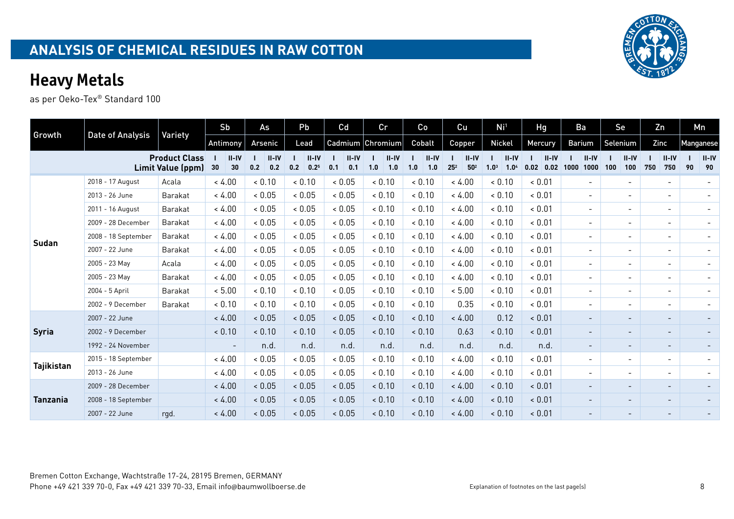# ANALYSIS OF CHEMICAL RESIDUES IN RAW COTTON

## Heavy Metals

as per Oeko-Tex® Standard 100

| Growth | Date of Analysis | Variety | Sb | | As | | Pb | | Cd | | Cr | | Co | | Cu | | Ni[1] | | Hg | | Ba | | Se | | Zn | | Mn | |
|---|---|---|---|---|---|---|---|---|---|---|---|---|---|---|---|---|---|---|---|---|---|---|---|---|---|---|---|---|
| | | | Antimony | | Arsenic | | Lead | | Cadmium | | Chromium | | Cobalt | | Copper | | Nickel | | Mercury | | Barium | | Selenium | | Zinc | | Manganese | |
| | | **Product Class** | I | II-IV | I | II-IV | I | II-IV | I | II-IV | I | II-IV | I | II-IV | I | II-IV | I | II-IV | I | II-IV | I | II-IV | I | II-IV | I | II-IV | I | II-IV |
| | | **Limit Value (ppm)** | 30 | 30 | 0.2 | 0.2 | 0.2 | 0.2[5] | 0.1 | 0.1 | 1.0 | 1.0 | 1.0 | 1.0 | 25[2] | 50[2] | 1.0[3] | 1.0[4] | 0.02 | 0.02 | 1000 | 1000 | 100 | 100 | 750 | 750 | 90 | 90 |
| **Sudan** | 2018 - 17 August | Acala | < 4.00 | | < 0.10 | | < 0.10 | | < 0.05 | | < 0.10 | | < 0.10 | | < 4.00 | | < 0.10 | | < 0.01 | | - | | - | | - | | - | |
| | 2013 - 26 June | Barakat | < 4.00 | | < 0.05 | | < 0.05 | | < 0.05 | | < 0.10 | | < 0.10 | | < 4.00 | | < 0.10 | | < 0.01 | | - | | - | | - | | - | |
| | 2011 - 16 August | Barakat | < 4.00 | | < 0.05 | | < 0.05 | | < 0.05 | | < 0.10 | | < 0.10 | | < 4.00 | | < 0.10 | | < 0.01 | | - | | - | | - | | - | |
| | 2009 - 28 December | Barakat | < 4.00 | | < 0.05 | | < 0.05 | | < 0.05 | | < 0.10 | | < 0.10 | | < 4.00 | | < 0.10 | | < 0.01 | | - | | - | | - | | - | |
| | 2008 - 18 September | Barakat | < 4.00 | | < 0.05 | | < 0.05 | | < 0.05 | | < 0.10 | | < 0.10 | | < 4.00 | | < 0.10 | | < 0.01 | | - | | - | | - | | - | |
| | 2007 - 22 June | Barakat | < 4.00 | | < 0.05 | | < 0.05 | | < 0.05 | | < 0.10 | | < 0.10 | | < 4.00 | | < 0.10 | | < 0.01 | | - | | - | | - | | - | |
| | 2005 - 23 May | Acala | < 4.00 | | < 0.05 | | < 0.05 | | < 0.05 | | < 0.10 | | < 0.10 | | < 4.00 | | < 0.10 | | < 0.01 | | - | | - | | - | | - | |
| | 2005 - 23 May | Barakat | < 4.00 | | < 0.05 | | < 0.05 | | < 0.05 | | < 0.10 | | < 0.10 | | < 4.00 | | < 0.10 | | < 0.01 | | - | | - | | - | | - | |
| | 2004 - 5 April | Barakat | < 5.00 | | < 0.10 | | < 0.10 | | < 0.05 | | < 0.10 | | < 0.10 | | < 5.00 | | < 0.10 | | < 0.01 | | - | | - | | - | | - | |
| | 2002 - 9 December | Barakat | < 0.10 | | < 0.10 | | < 0.10 | | < 0.05 | | < 0.10 | | < 0.10 | | 0.35 | | < 0.10 | | < 0.01 | | - | | - | | - | | - | |
| **Syria** | 2007 - 22 June | | < 4.00 | | < 0.05 | | < 0.05 | | < 0.05 | | < 0.10 | | < 0.10 | | < 4.00 | | 0.12 | | < 0.01 | | - | | - | | - | | - | |
| | 2002 - 9 December | | < 0.10 | | < 0.10 | | < 0.10 | | < 0.05 | | < 0.10 | | < 0.10 | | 0.63 | | < 0.10 | | < 0.01 | | - | | - | | - | | - | |
| | 1992 - 24 November | | - | | n.d. | | n.d. | | n.d. | | n.d. | | n.d. | | n.d. | | n.d. | | n.d. | | - | | - | | - | | - | |
| **Tajikistan** | 2015 - 18 September | | < 4.00 | | < 0.05 | | < 0.05 | | < 0.05 | | < 0.10 | | < 0.10 | | < 4.00 | | < 0.10 | | < 0.01 | | - | | - | | - | | - | |
| | 2013 - 26 June | | < 4.00 | | < 0.05 | | < 0.05 | | < 0.05 | | < 0.10 | | < 0.10 | | < 4.00 | | < 0.10 | | < 0.01 | | - | | - | | - | | - | |
| **Tanzania** | 2009 - 28 December | | < 4.00 | | < 0.05 | | < 0.05 | | < 0.05 | | < 0.10 | | < 0.10 | | < 4.00 | | < 0.10 | | < 0.01 | | - | | - | | - | | - | |
| | 2008 - 18 September | | < 4.00 | | < 0.05 | | < 0.05 | | < 0.05 | | < 0.10 | | < 0.10 | | < 4.00 | | < 0.10 | | < 0.01 | | - | | - | | - | | - | |
| | 2007 - 22 June | rgd. | < 4.00 | | < 0.05 | | < 0.05 | | < 0.05 | | < 0.10 | | < 0.10 | | < 4.00 | | < 0.10 | | < 0.01 | | - | | - | | - | | - | |

Bremen Cotton Exchange, Wachtstraße 17-24, 28195 Bremen, GERMANY
Phone +49 421 339 70-0, Fax +49 421 339 70-33, Email info@baumwollboerse.de

Explanation of footnotes on the last page(s)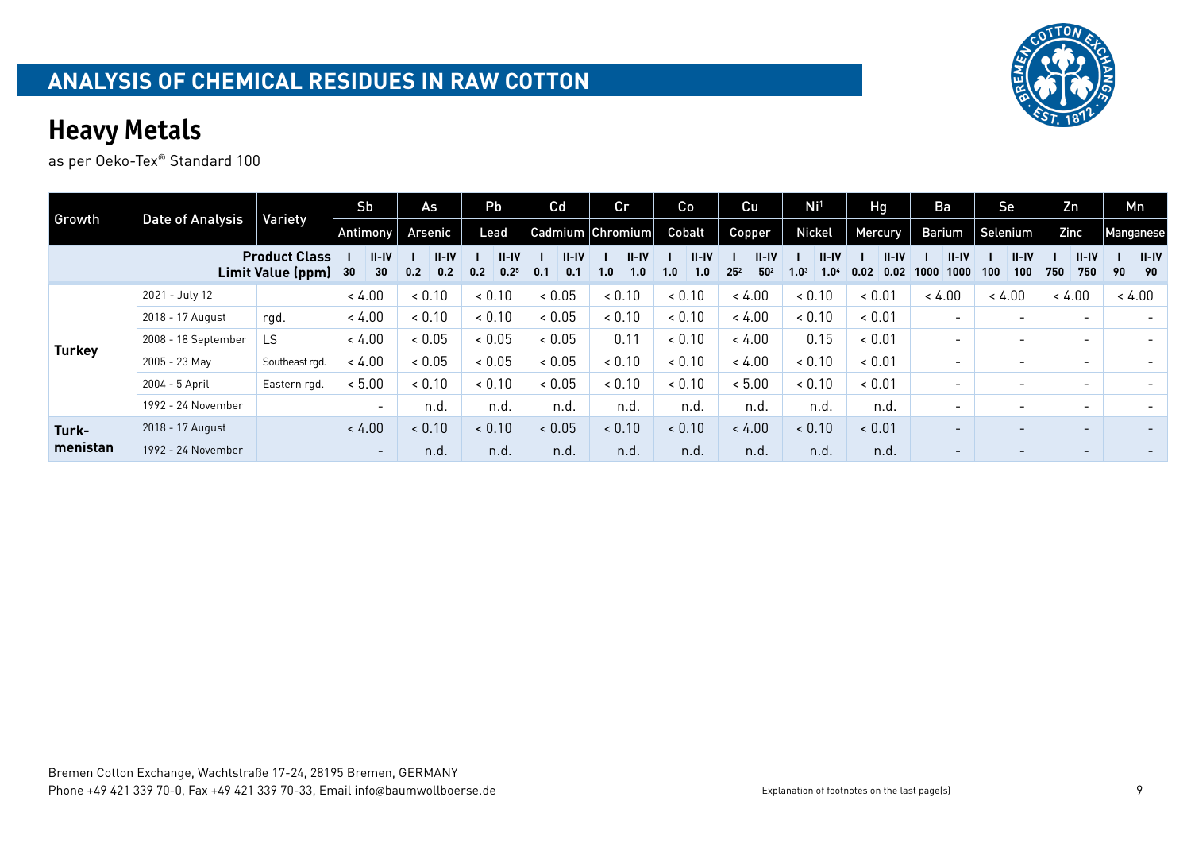# ANALYSIS OF CHEMICAL RESIDUES IN RAW COTTON

## Heavy Metals

as per Oeko-Tex® Standard 100

| Growth | Date of Analysis | Variety | Sb Antimony | | As Arsenic | | Pb Lead | | Cd Cadmium | | Cr Chromium | | Co Cobalt | | Cu Copper | | Ni[1] Nickel | | Hg Mercury | | Ba Barium | | Se Selenium | | Zn Zinc | | Mn Manganese | |
|---|---|---|---|---|---|---|---|---|---|---|---|---|---|---|---|---|---|---|---|---|---|---|---|---|---|---|---|---|
| | | **Product Class** | **I** | **II-IV** | **I** | **II-IV** | **I** | **II-IV** | **I** | **II-IV** | **I** | **II-IV** | **I** | **II-IV** | **I** | **II-IV** | **I** | **II-IV** | **I** | **II-IV** | **I** | **II-IV** | **I** | **II-IV** | **I** | **II-IV** | **I** | **II-IV** |
| | | **Limit Value (ppm)** | **30** | **30** | **0.2** | **0.2** | **0.2** | **0.2[5]** | **0.1** | **0.1** | **1.0** | **1.0** | **1.0** | **1.0** | **25[2]** | **50[2]** | **1.0[3]** | **1.0[4]** | **0.02** | **0.02** | **1000** | **1000** | **100** | **100** | **750** | **750** | **90** | **90** |
| **Turkey** | 2021 - July 12 | | < 4.00 | | < 0.10 | | < 0.10 | | < 0.05 | | < 0.10 | | < 0.10 | | < 4.00 | | < 0.10 | | < 0.01 | | < 4.00 | | < 4.00 | | < 4.00 | | < 4.00 | |
| | 2018 - 17 August | rgd. | < 4.00 | | < 0.10 | | < 0.10 | | < 0.05 | | < 0.10 | | < 0.10 | | < 4.00 | | < 0.10 | | < 0.01 | | - | | - | | - | | - | |
| | 2008 - 18 September | LS | < 4.00 | | < 0.05 | | < 0.05 | | < 0.05 | | 0.11 | | < 0.10 | | < 4.00 | | 0.15 | | < 0.01 | | - | | - | | - | | - | |
| | 2005 - 23 May | Southeast rgd. | < 4.00 | | < 0.05 | | < 0.05 | | < 0.05 | | < 0.10 | | < 0.10 | | < 4.00 | | < 0.10 | | < 0.01 | | - | | - | | - | | - | |
| | 2004 - 5 April | Eastern rgd. | < 5.00 | | < 0.10 | | < 0.10 | | < 0.05 | | < 0.10 | | < 0.10 | | < 5.00 | | < 0.10 | | < 0.01 | | - | | - | | - | | - | |
| | 1992 - 24 November | | - | | n.d. | | n.d. | | n.d. | | n.d. | | n.d. | | n.d. | | n.d. | | n.d. | | - | | - | | - | | - | |
| **Turk-menistan** | 2018 - 17 August | | < 4.00 | | < 0.10 | | < 0.10 | | < 0.05 | | < 0.10 | | < 0.10 | | < 4.00 | | < 0.10 | | < 0.01 | | - | | - | | - | | - | |
| | 1992 - 24 November | | - | | n.d. | | n.d. | | n.d. | | n.d. | | n.d. | | n.d. | | n.d. | | n.d. | | - | | - | | - | | - | |

Bremen Cotton Exchange, Wachtstraße 17-24, 28195 Bremen, GERMANY
Phone +49 421 339 70-0, Fax +49 421 339 70-33, Email info@baumwollboerse.de

Explanation of footnotes on the last page(s)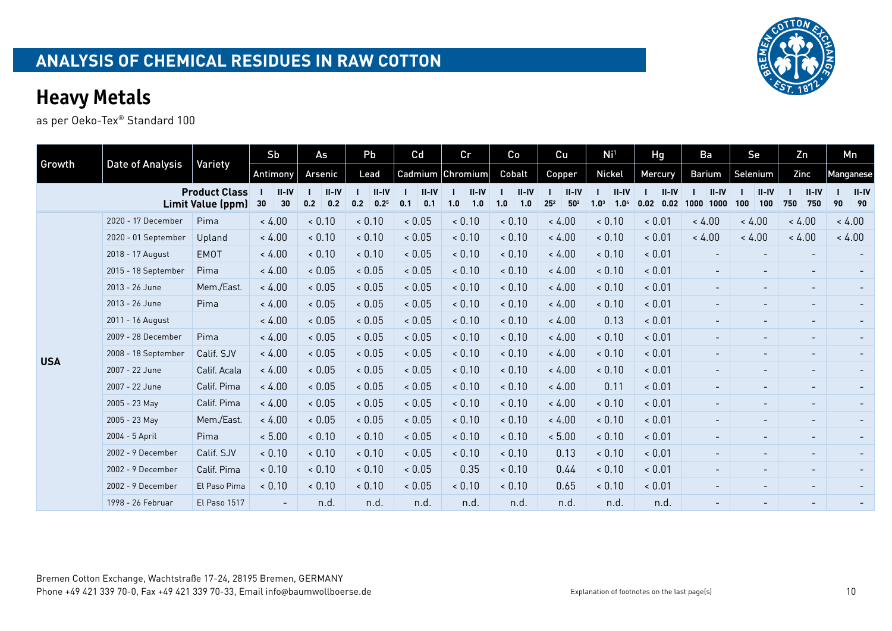# ANALYSIS OF CHEMICAL RESIDUES IN RAW COTTON

## Heavy Metals

as per Oeko-Tex® Standard 100

| Growth | Date of Analysis | Variety | Sb | | As | | Pb | | Cd | | Cr | | Co | | Cu | | Ni[1] | | Hg | | Ba | | Se | | Zn | | Mn | |
|---|---|---|---|---|---|---|---|---|---|---|---|---|---|---|---|---|---|---|---|---|---|---|---|---|---|---|---|---|
| | | | Antimony | | Arsenic | | Lead | | Cadmium | | Chromium | | Cobalt | | Copper | | Nickel | | Mercury | | Barium | | Selenium | | Zinc | | Manganese | |
| | | Product Class / Limit Value (ppm) | I 30 | II-IV 30 | I 0.2 | II-IV 0.2 | I 0.2 | II-IV 0.2[5] | I 0.1 | II-IV 0.1 | I 1.0 | II-IV 1.0 | I 1.0 | II-IV 1.0 | I 25[2] | II-IV 50[2] | I 1.0[3] | II-IV 1.0[4] | I 0.02 | II-IV 0.02 | I 1000 | II-IV 1000 | I 100 | II-IV 100 | I 750 | II-IV 750 | I 90 | II-IV 90 |
| USA | 2020 - 17 December | Pima | < 4.00 | | < 0.10 | | < 0.10 | | < 0.05 | | < 0.10 | | < 0.10 | | < 4.00 | | < 0.10 | | < 0.01 | | < 4.00 | | < 4.00 | | < 4.00 | | < 4.00 | |
| | 2020 - 01 September | Upland | < 4.00 | | < 0.10 | | < 0.10 | | < 0.05 | | < 0.10 | | < 0.10 | | < 4.00 | | < 0.10 | | < 0.01 | | < 4.00 | | < 4.00 | | < 4.00 | | < 4.00 | |
| | 2018 - 17 August | EMOT | < 4.00 | | < 0.10 | | < 0.10 | | < 0.05 | | < 0.10 | | < 0.10 | | < 4.00 | | < 0.10 | | < 0.01 | | - | | - | | - | | - | |
| | 2015 - 18 September | Pima | < 4.00 | | < 0.05 | | < 0.05 | | < 0.05 | | < 0.10 | | < 0.10 | | < 4.00 | | < 0.10 | | < 0.01 | | - | | - | | - | | - | |
| | 2013 - 26 June | Mem./East. | < 4.00 | | < 0.05 | | < 0.05 | | < 0.05 | | < 0.10 | | < 0.10 | | < 4.00 | | < 0.10 | | < 0.01 | | - | | - | | - | | - | |
| | 2013 - 26 June | Pima | < 4.00 | | < 0.05 | | < 0.05 | | < 0.05 | | < 0.10 | | < 0.10 | | < 4.00 | | < 0.10 | | < 0.01 | | - | | - | | - | | - | |
| | 2011 - 16 August | | < 4.00 | | < 0.05 | | < 0.05 | | < 0.05 | | < 0.10 | | < 0.10 | | < 4.00 | | 0.13 | | < 0.01 | | - | | - | | - | | - | |
| | 2009 - 28 December | Pima | < 4.00 | | < 0.05 | | < 0.05 | | < 0.05 | | < 0.10 | | < 0.10 | | < 4.00 | | < 0.10 | | < 0.01 | | - | | - | | - | | - | |
| | 2008 - 18 September | Calif. SJV | < 4.00 | | < 0.05 | | < 0.05 | | < 0.05 | | < 0.10 | | < 0.10 | | < 4.00 | | < 0.10 | | < 0.01 | | - | | - | | - | | - | |
| | 2007 - 22 June | Calif. Acala | < 4.00 | | < 0.05 | | < 0.05 | | < 0.05 | | < 0.10 | | < 0.10 | | < 4.00 | | < 0.10 | | < 0.01 | | - | | - | | - | | - | |
| | 2007 - 22 June | Calif. Pima | < 4.00 | | < 0.05 | | < 0.05 | | < 0.05 | | < 0.10 | | < 0.10 | | < 4.00 | | 0.11 | | < 0.01 | | - | | - | | - | | - | |
| | 2005 - 23 May | Calif. Pima | < 4.00 | | < 0.05 | | < 0.05 | | < 0.05 | | < 0.10 | | < 0.10 | | < 4.00 | | < 0.10 | | < 0.01 | | - | | - | | - | | - | |
| | 2005 - 23 May | Mem./East. | < 4.00 | | < 0.05 | | < 0.05 | | < 0.05 | | < 0.10 | | < 0.10 | | < 4.00 | | < 0.10 | | < 0.01 | | - | | - | | - | | - | |
| | 2004 - 5 April | Pima | < 5.00 | | < 0.10 | | < 0.10 | | < 0.05 | | < 0.10 | | < 0.10 | | < 5.00 | | < 0.10 | | < 0.01 | | - | | - | | - | | - | |
| | 2002 - 9 December | Calif. SJV | < 0.10 | | < 0.10 | | < 0.10 | | < 0.05 | | < 0.10 | | < 0.10 | | 0.13 | | < 0.10 | | < 0.01 | | - | | - | | - | | - | |
| | 2002 - 9 December | Calif. Pima | < 0.10 | | < 0.10 | | < 0.10 | | < 0.05 | | 0.35 | | < 0.10 | | 0.44 | | < 0.10 | | < 0.01 | | - | | - | | - | | - | |
| | 2002 - 9 December | El Paso Pima | < 0.10 | | < 0.10 | | < 0.10 | | < 0.05 | | < 0.10 | | < 0.10 | | 0.65 | | < 0.10 | | < 0.01 | | - | | - | | - | | - | |
| | 1998 - 26 Februar | El Paso 1517 | - | | n.d. | | n.d. | | n.d. | | n.d. | | n.d. | | n.d. | | n.d. | | n.d. | | - | | - | | - | | - | |

Bremen Cotton Exchange, Wachtstraße 17-24, 28195 Bremen, GERMANY
Phone +49 421 339 70-0, Fax +49 421 339 70-33, Email info@baumwollboerse.de

Explanation of footnotes on the last page(s)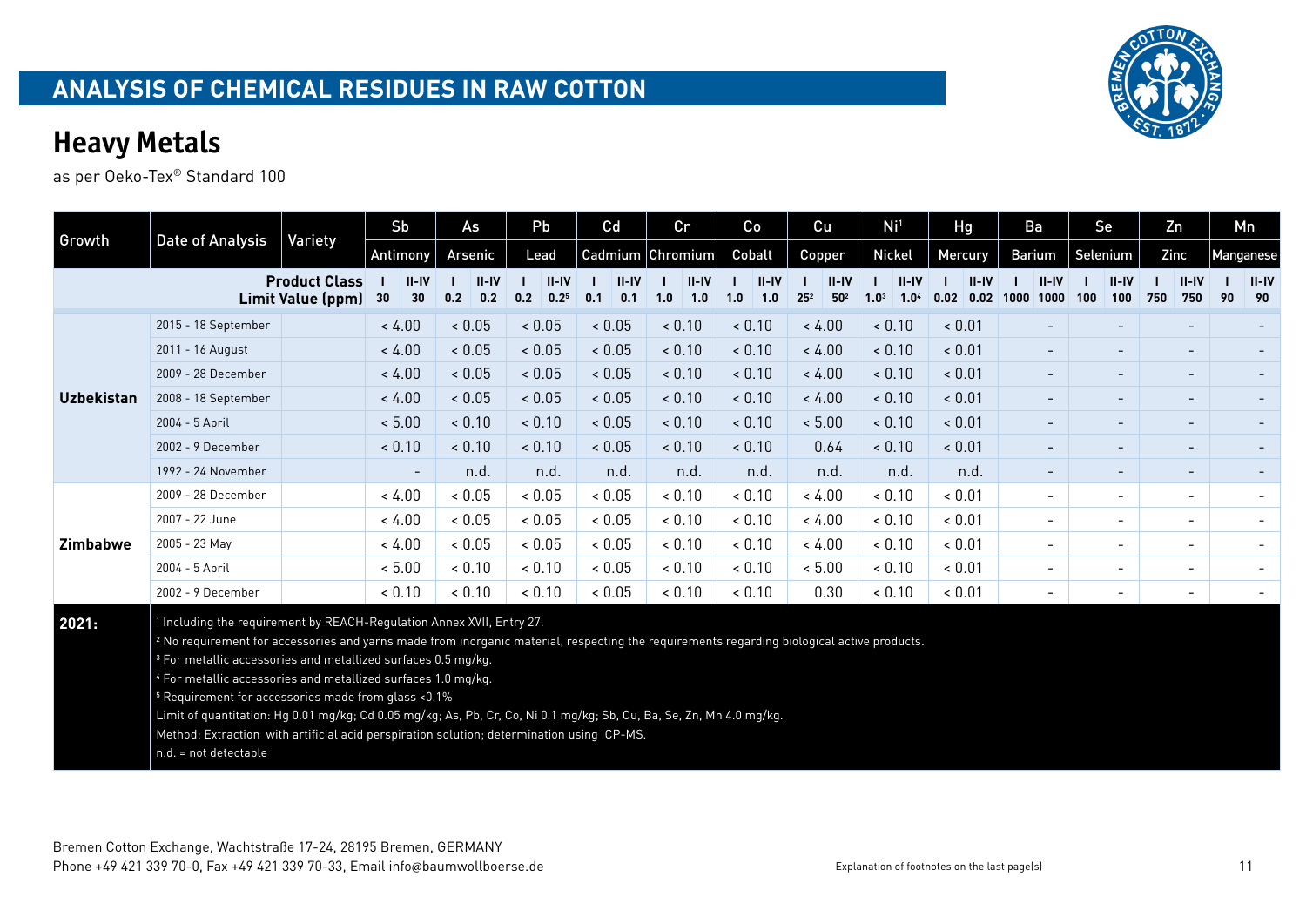## ANALYSIS OF CHEMICAL RESIDUES IN RAW COTTON

# Heavy Metals

as per Oeko-Tex® Standard 100

| Growth | Date of Analysis | Variety | Sb | | As | | Pb | | Cd | | Cr | | Co | | Cu | | Ni[1] | | Hg | | Ba | | Se | | Zn | | Mn | |
|---|---|---|---|---|---|---|---|---|---|---|---|---|---|---|---|---|---|---|---|---|---|---|---|---|---|---|---|---|
| | | | Antimony | | Arsenic | | Lead | | Cadmium | | Chromium | | Cobalt | | Copper | | Nickel | | Mercury | | Barium | | Selenium | | Zinc | | Manganese | |
| | **Product Class** | | I | II-IV | I | II-IV | I | II-IV | I | II-IV | I | II-IV | I | II-IV | I | II-IV | I | II-IV | I | II-IV | I | II-IV | I | II-IV | I | II-IV | I | II-IV |
| | **Limit Value (ppm)** | | 30 | 30 | 0.2 | 0.2 | 0.2 | 0.2[5] | 0.1 | 0.1 | 1.0 | 1.0 | 1.0 | 1.0 | 25[2] | 50[2] | 1.0[3] | 1.0[4] | 0.02 | 0.02 | 1000 | 1000 | 100 | 100 | 750 | 750 | 90 | 90 |
| **Uzbekistan** | 2015 - 18 September | | < 4.00 | | < 0.05 | | < 0.05 | | < 0.05 | | < 0.10 | | < 0.10 | | < 4.00 | | < 0.10 | | < 0.01 | | - | | - | | - | | - | |
| | 2011 - 16 August | | < 4.00 | | < 0.05 | | < 0.05 | | < 0.05 | | < 0.10 | | < 0.10 | | < 4.00 | | < 0.10 | | < 0.01 | | - | | - | | - | | - | |
| | 2009 - 28 December | | < 4.00 | | < 0.05 | | < 0.05 | | < 0.05 | | < 0.10 | | < 0.10 | | < 4.00 | | < 0.10 | | < 0.01 | | - | | - | | - | | - | |
| | 2008 - 18 September | | < 4.00 | | < 0.05 | | < 0.05 | | < 0.05 | | < 0.10 | | < 0.10 | | < 4.00 | | < 0.10 | | < 0.01 | | - | | - | | - | | - | |
| | 2004 - 5 April | | < 5.00 | | < 0.10 | | < 0.10 | | < 0.05 | | < 0.10 | | < 0.10 | | < 5.00 | | < 0.10 | | < 0.01 | | - | | - | | - | | - | |
| | 2002 - 9 December | | < 0.10 | | < 0.10 | | < 0.10 | | < 0.05 | | < 0.10 | | < 0.10 | | 0.64 | | < 0.10 | | < 0.01 | | - | | - | | - | | - | |
| | 1992 - 24 November | | - | | n.d. | | n.d. | | n.d. | | n.d. | | n.d. | | n.d. | | n.d. | | n.d. | | - | | - | | - | | - | |
| **Zimbabwe** | 2009 - 28 December | | < 4.00 | | < 0.05 | | < 0.05 | | < 0.05 | | < 0.10 | | < 0.10 | | < 4.00 | | < 0.10 | | < 0.01 | | - | | - | | - | | - | |
| | 2007 - 22 June | | < 4.00 | | < 0.05 | | < 0.05 | | < 0.05 | | < 0.10 | | < 0.10 | | < 4.00 | | < 0.10 | | < 0.01 | | - | | - | | - | | - | |
| | 2005 - 23 May | | < 4.00 | | < 0.05 | | < 0.05 | | < 0.05 | | < 0.10 | | < 0.10 | | < 4.00 | | < 0.10 | | < 0.01 | | - | | - | | - | | - | |
| | 2004 - 5 April | | < 5.00 | | < 0.10 | | < 0.10 | | < 0.05 | | < 0.10 | | < 0.10 | | < 5.00 | | < 0.10 | | < 0.01 | | - | | - | | - | | - | |
| | 2002 - 9 December | | < 0.10 | | < 0.10 | | < 0.10 | | < 0.05 | | < 0.10 | | < 0.10 | | 0.30 | | < 0.10 | | < 0.01 | | - | | - | | - | | - | |

**2021:**

[1] Including the requirement by REACH-Regulation Annex XVII, Entry 27.
[2] No requirement for accessories and yarns made from inorganic material, respecting the requirements regarding biological active products.
[3] For metallic accessories and metallized surfaces 0.5 mg/kg.
[4] For metallic accessories and metallized surfaces 1.0 mg/kg.
[5] Requirement for accessories made from glass <0.1%

Limit of quantitation: Hg 0.01 mg/kg; Cd 0.05 mg/kg; As, Pb, Cr, Co, Ni 0.1 mg/kg; Sb, Cu, Ba, Se, Zn, Mn 4.0 mg/kg.

Method: Extraction with artificial acid perspiration solution; determination using ICP-MS.

n.d. = not detectable

Bremen Cotton Exchange, Wachtstraße 17-24, 28195 Bremen, GERMANY
Phone +49 421 339 70-0, Fax +49 421 339 70-33, Email info@baumwollboerse.de

Explanation of footnotes on the last page(s)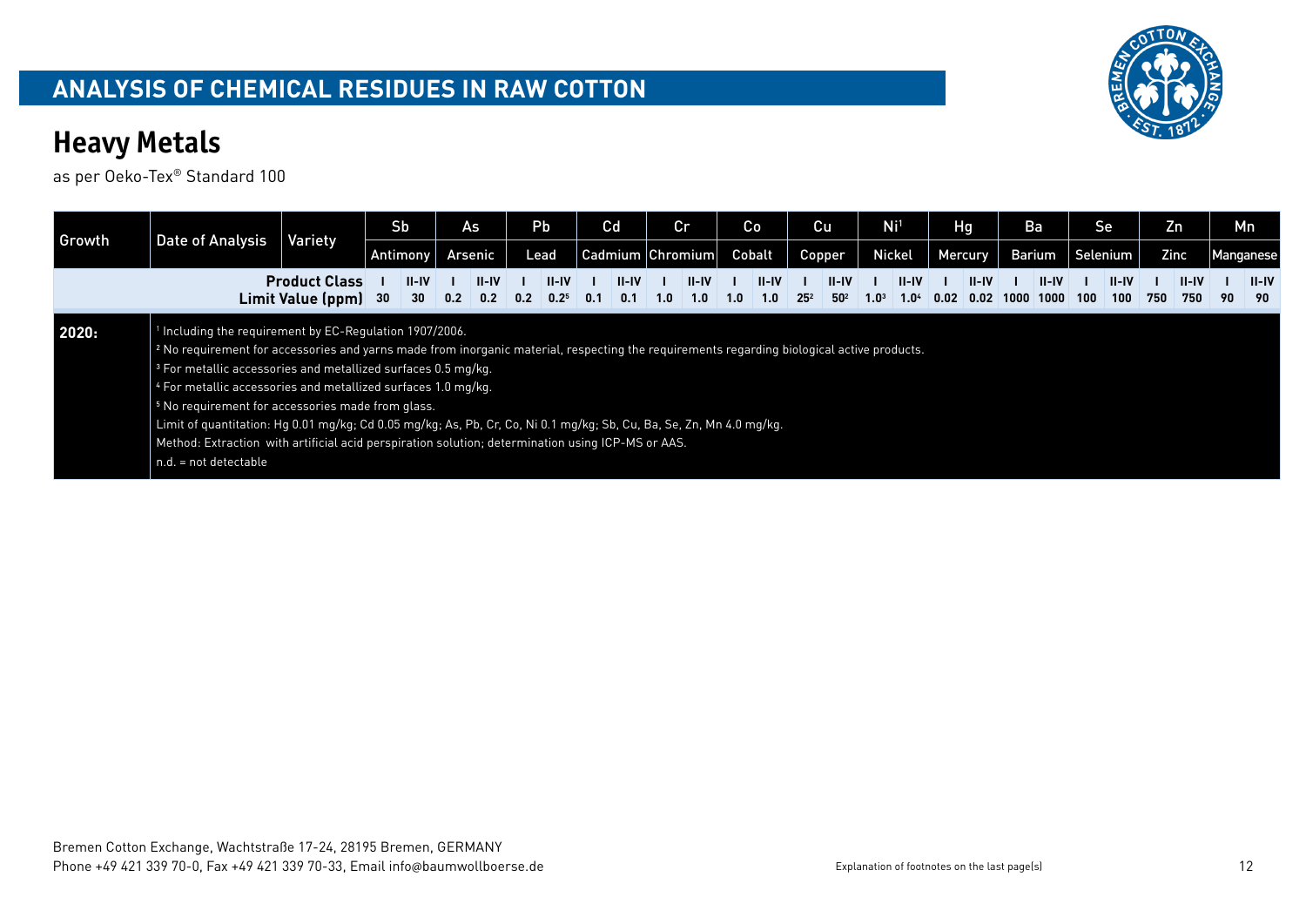## ANALYSIS OF CHEMICAL RESIDUES IN RAW COTTON

# Heavy Metals

as per Oeko-Tex® Standard 100

| Growth | Date of Analysis | Variety | Sb | | As | | Pb | | Cd | | Cr | | Co | | Cu | | Ni[1] | | Hg | | Ba | | Se | | Zn | | Mn | |
|---|---|---|---|---|---|---|---|---|---|---|---|---|---|---|---|---|---|---|---|---|---|---|---|---|---|---|---|---|
| | | | Antimony | | Arsenic | | Lead | | Cadmium | | Chromium | | Cobalt | | Copper | | Nickel | | Mercury | | Barium | | Selenium | | Zinc | | Manganese | |
| | | Product Class | I | II-IV | I | II-IV | I | II-IV | I | II-IV | I | II-IV | I | II-IV | I | II-IV | I | II-IV | I | II-IV | I | II-IV | I | II-IV | I | II-IV | I | II-IV |
| | | Limit Value (ppm) | 30 | 30 | 0.2 | 0.2 | 0.2 | 0.2[5] | 0.1 | 0.1 | 1.0 | 1.0 | 1.0 | 1.0 | 25[2] | 50[2] | 1.0[3] | 1.0[4] | 0.02 | 0.02 | 1000 | 1000 | 100 | 100 | 750 | 750 | 90 | 90 |
| 2020: | | | | | | | | | | | | | | | | | | | | | | | | | | | | |

[1] Including the requirement by EC-Regulation 1907/2006.
[2] No requirement for accessories and yarns made from inorganic material, respecting the requirements regarding biological active products.
[3] For metallic accessories and metallized surfaces 0.5 mg/kg.
[4] For metallic accessories and metallized surfaces 1.0 mg/kg.
[5] No requirement for accessories made from glass.
Limit of quantitation: Hg 0.01 mg/kg; Cd 0.05 mg/kg; As, Pb, Cr, Co, Ni 0.1 mg/kg; Sb, Cu, Ba, Se, Zn, Mn 4.0 mg/kg.
Method: Extraction with artificial acid perspiration solution; determination using ICP-MS or AAS.
n.d. = not detectable

Bremen Cotton Exchange, Wachtstraße 17-24, 28195 Bremen, GERMANY
Phone +49 421 339 70-0, Fax +49 421 339 70-33, Email info@baumwollboerse.de

Explanation of footnotes on the last page(s)